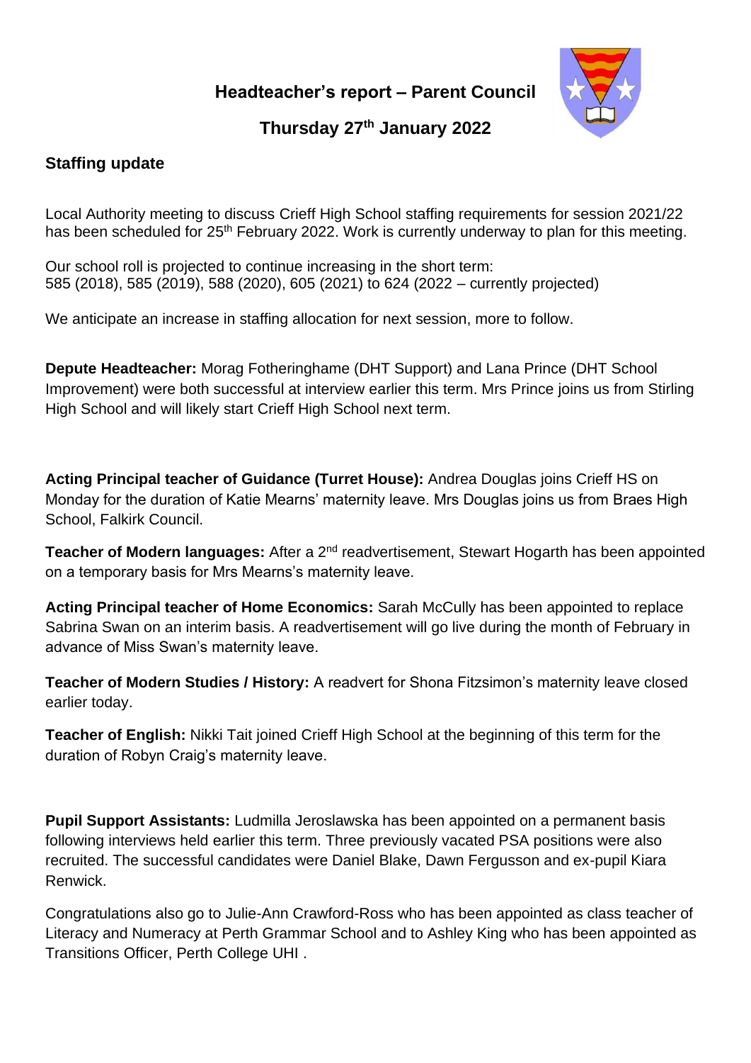# Headteacher's report – Parent Council

## Thursday 27th January 2022

### Staffing update

Local Authority meeting to discuss Crieff High School staffing requirements for session 2021/22 has been scheduled for 25th February 2022. Work is currently underway to plan for this meeting.

Our school roll is projected to continue increasing in the short term:
585 (2018), 585 (2019), 588 (2020), 605 (2021) to 624 (2022 – currently projected)

We anticipate an increase in staffing allocation for next session, more to follow.

**Depute Headteacher:** Morag Fotheringhame (DHT Support) and Lana Prince (DHT School Improvement) were both successful at interview earlier this term. Mrs Prince joins us from Stirling High School and will likely start Crieff High School next term.

**Acting Principal teacher of Guidance (Turret House):** Andrea Douglas joins Crieff HS on Monday for the duration of Katie Mearns' maternity leave. Mrs Douglas joins us from Braes High School, Falkirk Council.

**Teacher of Modern languages:** After a 2nd readvertisement, Stewart Hogarth has been appointed on a temporary basis for Mrs Mearns's maternity leave.

**Acting Principal teacher of Home Economics:** Sarah McCully has been appointed to replace Sabrina Swan on an interim basis. A readvertisement will go live during the month of February in advance of Miss Swan's maternity leave.

**Teacher of Modern Studies / History:** A readvert for Shona Fitzsimon's maternity leave closed earlier today.

**Teacher of English:** Nikki Tait joined Crieff High School at the beginning of this term for the duration of Robyn Craig's maternity leave.

**Pupil Support Assistants:** Ludmilla Jeroslawska has been appointed on a permanent basis following interviews held earlier this term. Three previously vacated PSA positions were also recruited. The successful candidates were Daniel Blake, Dawn Fergusson and ex-pupil Kiara Renwick.

Congratulations also go to Julie-Ann Crawford-Ross who has been appointed as class teacher of Literacy and Numeracy at Perth Grammar School and to Ashley King who has been appointed as Transitions Officer, Perth College UHI .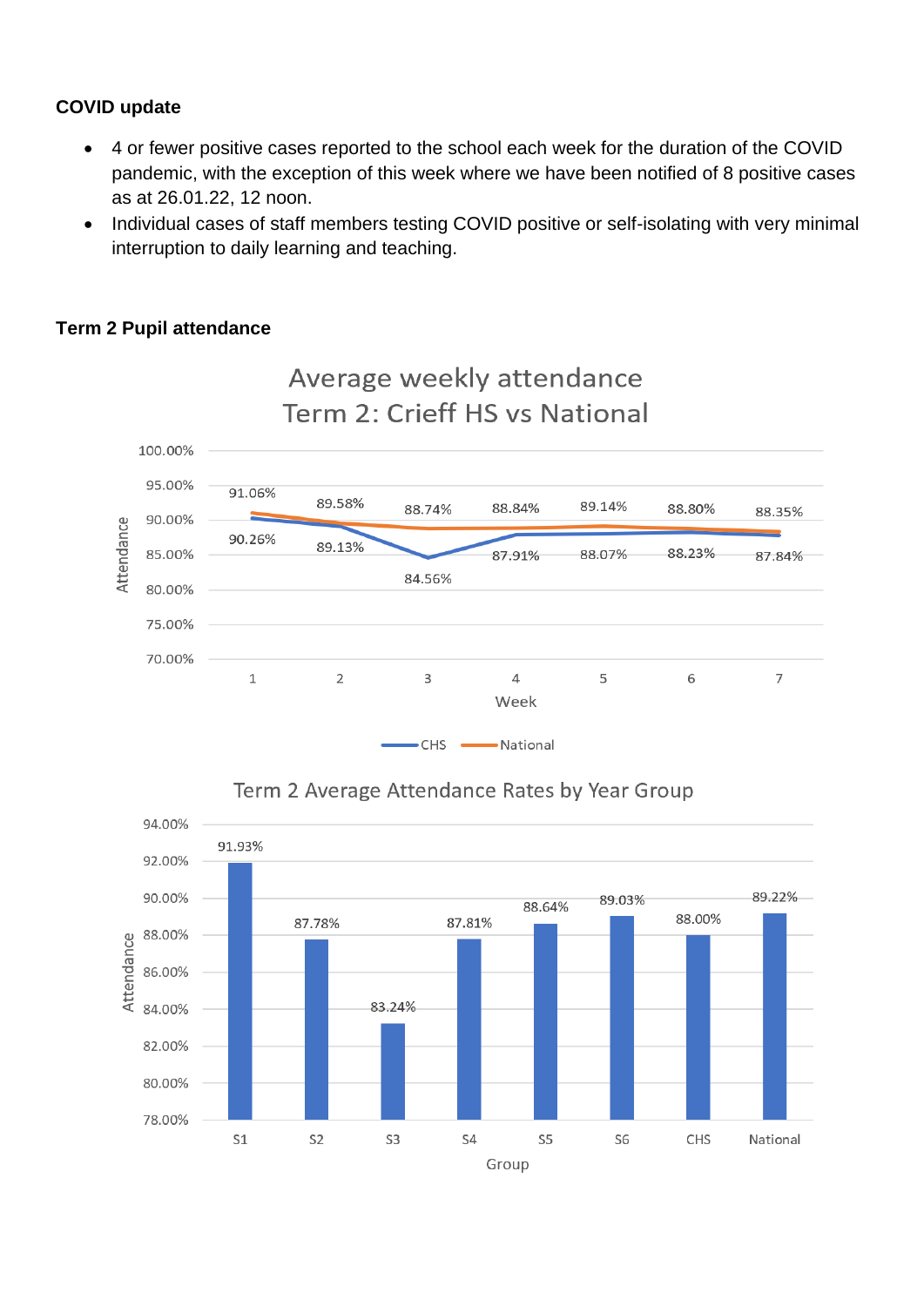**COVID update**

- 4 or fewer positive cases reported to the school each week for the duration of the COVID pandemic, with the exception of this week where we have been notified of 8 positive cases as at 26.01.22, 12 noon.
- Individual cases of staff members testing COVID positive or self-isolating with very minimal interruption to daily learning and teaching.

**Term 2 Pupil attendance**

Average weekly attendance
Term 2: Crieff HS vs National

| Week | CHS | National |
|---|---|---|
| 1 | 90.26% | 91.06% |
| 2 | 89.13% | 89.58% |
| 3 | 84.56% | 88.74% |
| 4 | 87.91% | 88.84% |
| 5 | 88.07% | 89.14% |
| 6 | 88.23% | 88.80% |
| 7 | 87.84% | 88.35% |

Term 2 Average Attendance Rates by Year Group

| Group | Attendance |
|---|---|
| S1 | 91.93% |
| S2 | 87.78% |
| S3 | 83.24% |
| S4 | 87.81% |
| S5 | 88.64% |
| S6 | 89.03% |
| CHS | 88.00% |
| National | 89.22% |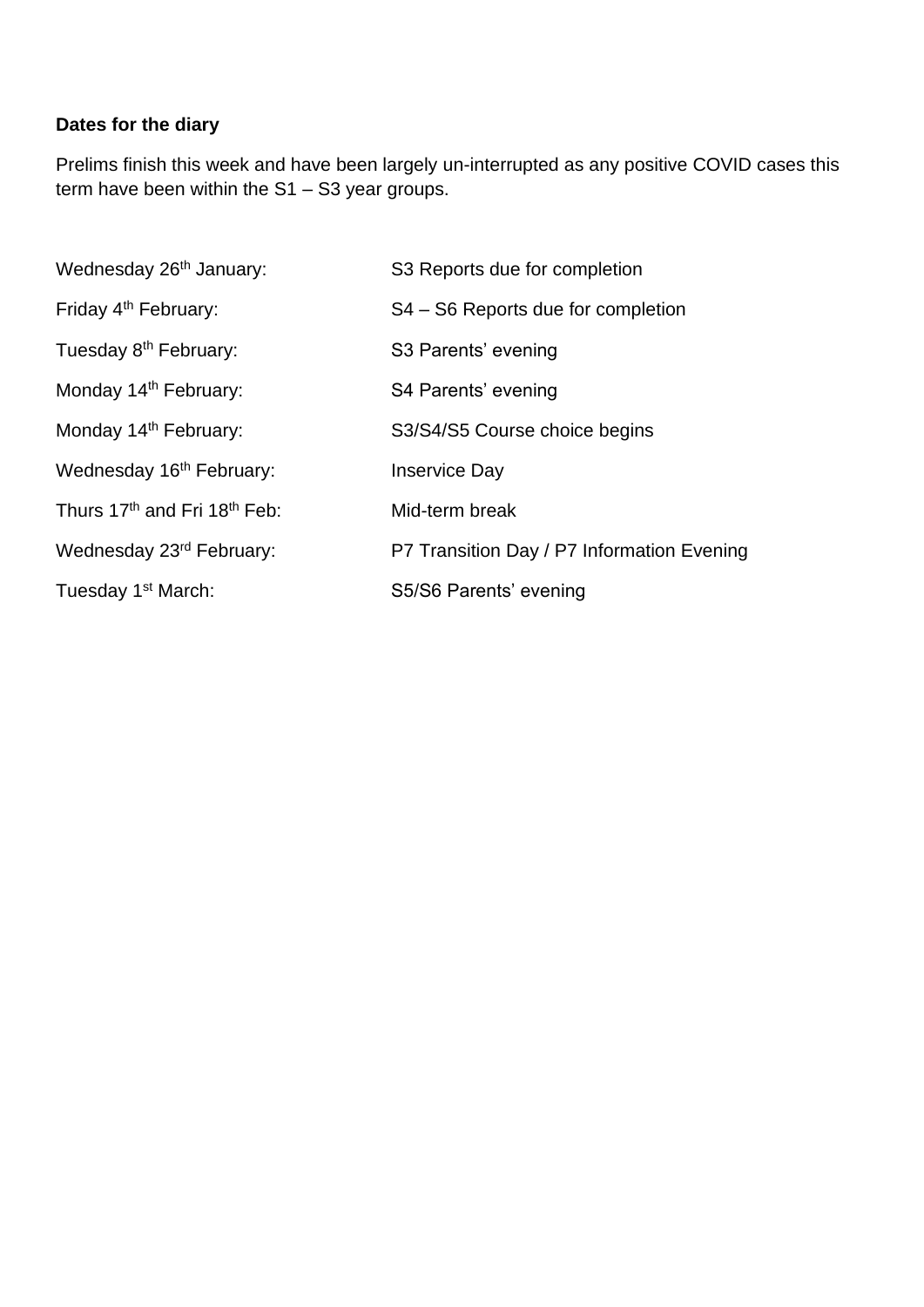**Dates for the diary**

Prelims finish this week and have been largely un-interrupted as any positive COVID cases this term have been within the S1 – S3 year groups.

| | |
|---|---|
| Wednesday 26th January: | S3 Reports due for completion |
| Friday 4th February: | S4 – S6 Reports due for completion |
| Tuesday 8th February: | S3 Parents’ evening |
| Monday 14th February: | S4 Parents’ evening |
| Monday 14th February: | S3/S4/S5 Course choice begins |
| Wednesday 16th February: | Inservice Day |
| Thurs 17th and Fri 18th Feb: | Mid-term break |
| Wednesday 23rd February: | P7 Transition Day / P7 Information Evening |
| Tuesday 1st March: | S5/S6 Parents’ evening |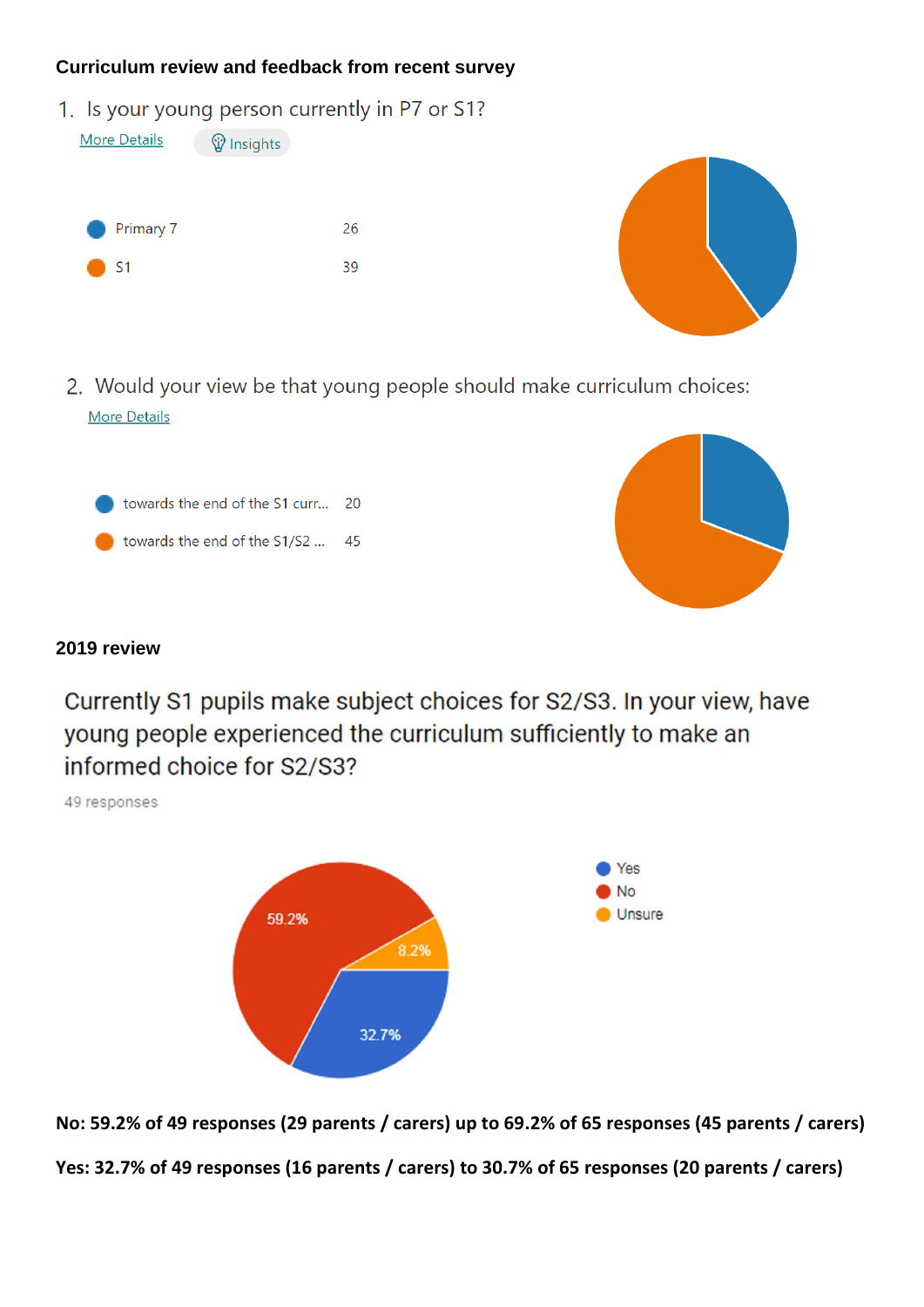**Curriculum review and feedback from recent survey**

1. Is your young person currently in P7 or S1?

More Details

Insights

| | |
|---|---|
| Primary 7 | 26 |
| S1 | 39 |

2. Would your view be that young people should make curriculum choices:

More Details

| | |
|---|---|
| towards the end of the S1 curr... | 20 |
| towards the end of the S1/S2 ... | 45 |

**2019 review**

Currently S1 pupils make subject choices for S2/S3. In your view, have young people experienced the curriculum sufficiently to make an informed choice for S2/S3?

49 responses

- Yes: 32.7%
- No: 59.2%
- Unsure: 8.2%

**No: 59.2% of 49 responses (29 parents / carers) up to 69.2% of 65 responses (45 parents / carers)**

**Yes: 32.7% of 49 responses (16 parents / carers) to 30.7% of 65 responses (20 parents / carers)**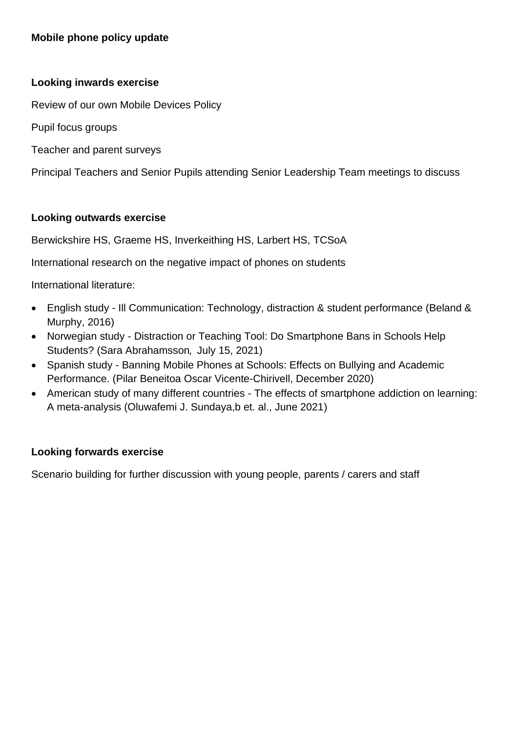**Mobile phone policy update**

**Looking inwards exercise**

Review of our own Mobile Devices Policy

Pupil focus groups

Teacher and parent surveys

Principal Teachers and Senior Pupils attending Senior Leadership Team meetings to discuss

**Looking outwards exercise**

Berwickshire HS, Graeme HS, Inverkeithing HS, Larbert HS, TCSoA

International research on the negative impact of phones on students

International literature:

- English study - Ill Communication: Technology, distraction & student performance (Beland & Murphy, 2016)
- Norwegian study - Distraction or Teaching Tool: Do Smartphone Bans in Schools Help Students? (Sara Abrahamsson*,* July 15, 2021)
- Spanish study - Banning Mobile Phones at Schools: Effects on Bullying and Academic Performance. (Pilar Beneitoa Oscar Vicente-Chirivell, December 2020)
- American study of many different countries - The effects of smartphone addiction on learning: A meta-analysis (Oluwafemi J. Sundaya,b et. al., June 2021)

**Looking forwards exercise**

Scenario building for further discussion with young people, parents / carers and staff